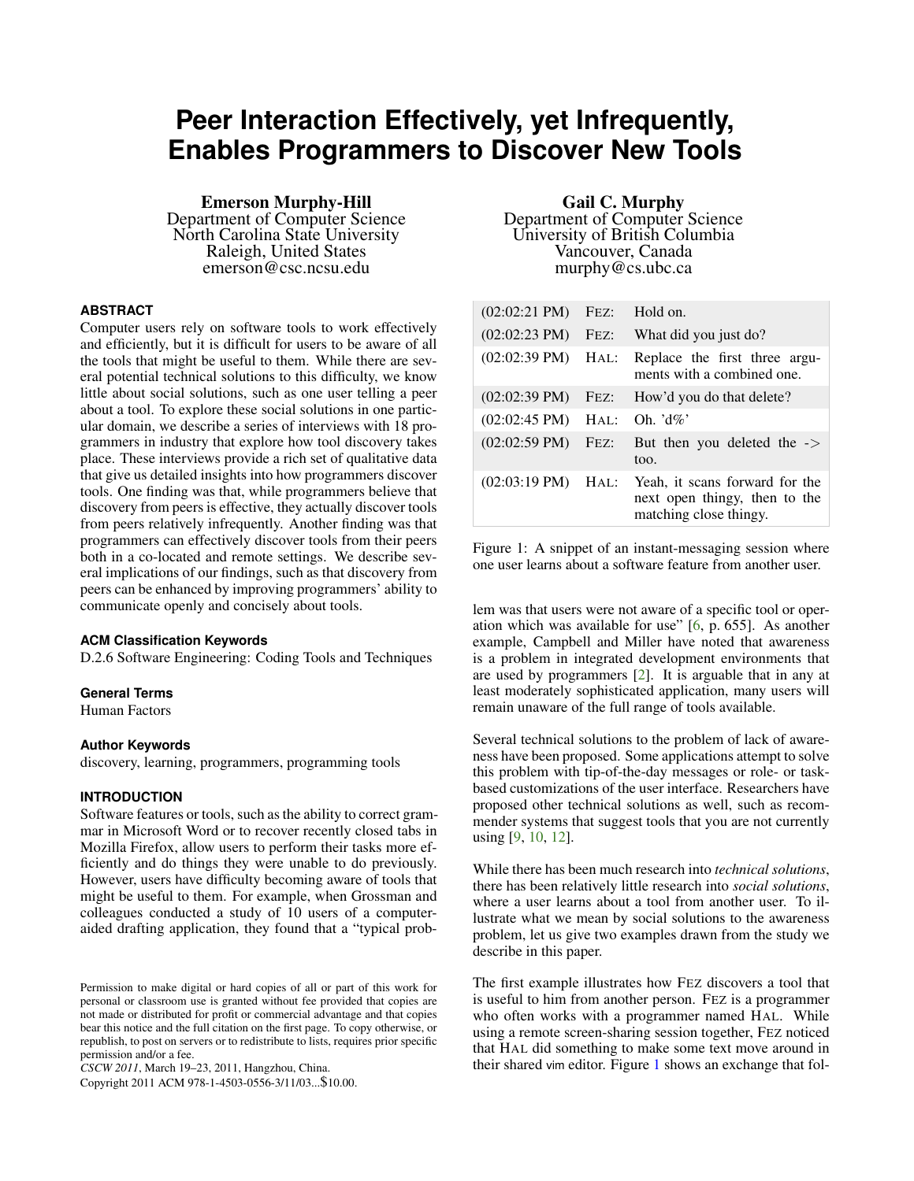# Peer Interaction Effectively, yet Infrequently, Enables Programmers to Discover New Tools

**Emerson Murphy-Hill**
Department of Computer Science
North Carolina State University
Raleigh, United States
emerson@csc.ncsu.edu

**Gail C. Murphy**
Department of Computer Science
University of British Columbia
Vancouver, Canada
murphy@cs.ubc.ca

### ABSTRACT

Computer users rely on software tools to work effectively and efficiently, but it is difficult for users to be aware of all the tools that might be useful to them. While there are several potential technical solutions to this difficulty, we know little about social solutions, such as one user telling a peer about a tool. To explore these social solutions in one particular domain, we describe a series of interviews with 18 programmers in industry that explore how tool discovery takes place. These interviews provide a rich set of qualitative data that give us detailed insights into how programmers discover tools. One finding was that, while programmers believe that discovery from peers is effective, they actually discover tools from peers relatively infrequently. Another finding was that programmers can effectively discover tools from their peers both in a co-located and remote settings. We describe several implications of our findings, such as that discovery from peers can be enhanced by improving programmers' ability to communicate openly and concisely about tools.

### ACM Classification Keywords

D.2.6 Software Engineering: Coding Tools and Techniques

### General Terms

Human Factors

### Author Keywords

discovery, learning, programmers, programming tools

### INTRODUCTION

Software features or tools, such as the ability to correct grammar in Microsoft Word or to recover recently closed tabs in Mozilla Firefox, allow users to perform their tasks more efficiently and do things they were unable to do previously. However, users have difficulty becoming aware of tools that might be useful to them. For example, when Grossman and colleagues conducted a study of 10 users of a computer-aided drafting application, they found that a "typical problem was that users were not aware of a specific tool or operation which was available for use" [6, p. 655]. As another example, Campbell and Miller have noted that awareness is a problem in integrated development environments that are used by programmers [2]. It is arguable that in any at least moderately sophisticated application, many users will remain unaware of the full range of tools available.

| | | |
|---|---|---|
| (02:02:21 PM) | FEZ: | Hold on. |
| (02:02:23 PM) | FEZ: | What did you just do? |
| (02:02:39 PM) | HAL: | Replace the first three arguments with a combined one. |
| (02:02:39 PM) | FEZ: | How'd you do that delete? |
| (02:02:45 PM) | HAL: | Oh. 'd%' |
| (02:02:59 PM) | FEZ: | But then you deleted the -> too. |
| (02:03:19 PM) | HAL: | Yeah, it scans forward for the next open thingy, then to the matching close thingy. |

Figure 1: A snippet of an instant-messaging session where one user learns about a software feature from another user.

Several technical solutions to the problem of lack of awareness have been proposed. Some applications attempt to solve this problem with tip-of-the-day messages or role- or task-based customizations of the user interface. Researchers have proposed other technical solutions as well, such as recommender systems that suggest tools that you are not currently using [9, 10, 12].

While there has been much research into *technical solutions*, there has been relatively little research into *social solutions*, where a user learns about a tool from another user. To illustrate what we mean by social solutions to the awareness problem, let us give two examples drawn from the study we describe in this paper.

The first example illustrates how FEZ discovers a tool that is useful to him from another person. FEZ is a programmer who often works with a programmer named HAL. While using a remote screen-sharing session together, FEZ noticed that HAL did something to make some text move around in their shared vim editor. Figure 1 shows an exchange that fol-

Permission to make digital or hard copies of all or part of this work for personal or classroom use is granted without fee provided that copies are not made or distributed for profit or commercial advantage and that copies bear this notice and the full citation on the first page. To copy otherwise, or republish, to post on servers or to redistribute to lists, requires prior specific permission and/or a fee.
*CSCW 2011*, March 19–23, 2011, Hangzhou, China.
Copyright 2011 ACM 978-1-4503-0556-3/11/03...$10.00.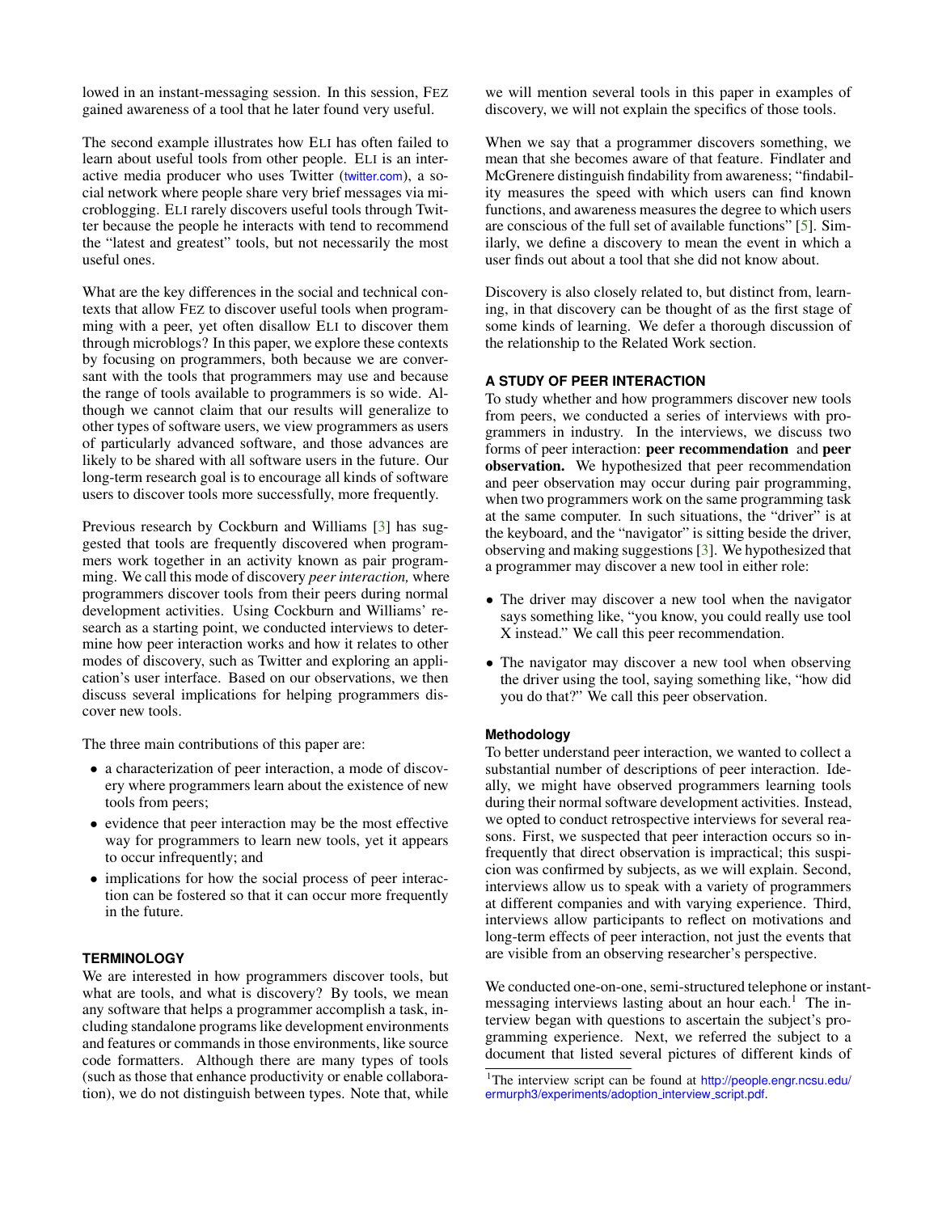lowed in an instant-messaging session. In this session, FEZ gained awareness of a tool that he later found very useful.

The second example illustrates how ELI has often failed to learn about useful tools from other people. ELI is an interactive media producer who uses Twitter (twitter.com), a social network where people share very brief messages via microblogging. ELI rarely discovers useful tools through Twitter because the people he interacts with tend to recommend the "latest and greatest" tools, but not necessarily the most useful ones.

What are the key differences in the social and technical contexts that allow FEZ to discover useful tools when programming with a peer, yet often disallow ELI to discover them through microblogs? In this paper, we explore these contexts by focusing on programmers, both because we are conversant with the tools that programmers may use and because the range of tools available to programmers is so wide. Although we cannot claim that our results will generalize to other types of software users, we view programmers as users of particularly advanced software, and those advances are likely to be shared with all software users in the future. Our long-term research goal is to encourage all kinds of software users to discover tools more successfully, more frequently.

Previous research by Cockburn and Williams [3] has suggested that tools are frequently discovered when programmers work together in an activity known as pair programming. We call this mode of discovery *peer interaction,* where programmers discover tools from their peers during normal development activities. Using Cockburn and Williams' research as a starting point, we conducted interviews to determine how peer interaction works and how it relates to other modes of discovery, such as Twitter and exploring an application's user interface. Based on our observations, we then discuss several implications for helping programmers discover new tools.

The three main contributions of this paper are:

- a characterization of peer interaction, a mode of discovery where programmers learn about the existence of new tools from peers;
- evidence that peer interaction may be the most effective way for programmers to learn new tools, yet it appears to occur infrequently; and
- implications for how the social process of peer interaction can be fostered so that it can occur more frequently in the future.

## TERMINOLOGY

We are interested in how programmers discover tools, but what are tools, and what is discovery? By tools, we mean any software that helps a programmer accomplish a task, including standalone programs like development environments and features or commands in those environments, like source code formatters. Although there are many types of tools (such as those that enhance productivity or enable collaboration), we do not distinguish between types. Note that, while we will mention several tools in this paper in examples of discovery, we will not explain the specifics of those tools.

When we say that a programmer discovers something, we mean that she becomes aware of that feature. Findlater and McGrenere distinguish findability from awareness; "findability measures the speed with which users can find known functions, and awareness measures the degree to which users are conscious of the full set of available functions" [5]. Similarly, we define a discovery to mean the event in which a user finds out about a tool that she did not know about.

Discovery is also closely related to, but distinct from, learning, in that discovery can be thought of as the first stage of some kinds of learning. We defer a thorough discussion of the relationship to the Related Work section.

## A STUDY OF PEER INTERACTION

To study whether and how programmers discover new tools from peers, we conducted a series of interviews with programmers in industry. In the interviews, we discuss two forms of peer interaction: **peer recommendation** and **peer observation.** We hypothesized that peer recommendation and peer observation may occur during pair programming, when two programmers work on the same programming task at the same computer. In such situations, the "driver" is at the keyboard, and the "navigator" is sitting beside the driver, observing and making suggestions [3]. We hypothesized that a programmer may discover a new tool in either role:

- The driver may discover a new tool when the navigator says something like, "you know, you could really use tool X instead." We call this peer recommendation.
- The navigator may discover a new tool when observing the driver using the tool, saying something like, "how did you do that?" We call this peer observation.

### Methodology

To better understand peer interaction, we wanted to collect a substantial number of descriptions of peer interaction. Ideally, we might have observed programmers learning tools during their normal software development activities. Instead, we opted to conduct retrospective interviews for several reasons. First, we suspected that peer interaction occurs so infrequently that direct observation is impractical; this suspicion was confirmed by subjects, as we will explain. Second, interviews allow us to speak with a variety of programmers at different companies and with varying experience. Third, interviews allow participants to reflect on motivations and long-term effects of peer interaction, not just the events that are visible from an observing researcher's perspective.

We conducted one-on-one, semi-structured telephone or instant-messaging interviews lasting about an hour each.[1] The interview began with questions to ascertain the subject's programming experience. Next, we referred the subject to a document that listed several pictures of different kinds of

[1] The interview script can be found at http://people.engr.ncsu.edu/ermurph3/experiments/adoption_interview_script.pdf.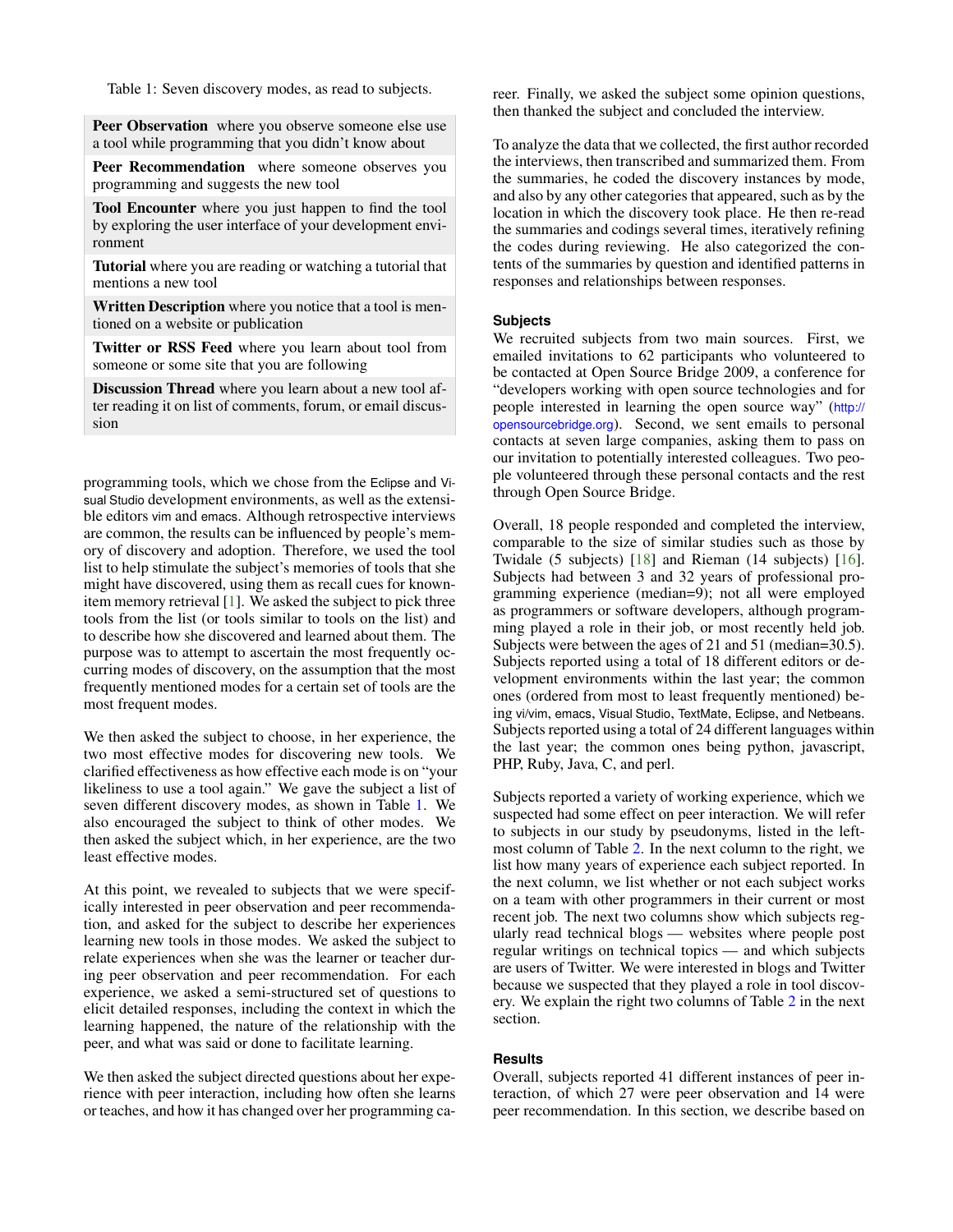Table 1: Seven discovery modes, as read to subjects.

| | |
|---|---|
| **Peer Observation** | where you observe someone else use a tool while programming that you didn't know about |
| **Peer Recommendation** | where someone observes you programming and suggests the new tool |
| **Tool Encounter** | where you just happen to find the tool by exploring the user interface of your development environment |
| **Tutorial** | where you are reading or watching a tutorial that mentions a new tool |
| **Written Description** | where you notice that a tool is mentioned on a website or publication |
| **Twitter or RSS Feed** | where you learn about tool from someone or some site that you are following |
| **Discussion Thread** | where you learn about a new tool after reading it on list of comments, forum, or email discussion |

programming tools, which we chose from the Eclipse and Visual Studio development environments, as well as the extensible editors vim and emacs. Although retrospective interviews are common, the results can be influenced by people's memory of discovery and adoption. Therefore, we used the tool list to help stimulate the subject's memories of tools that she might have discovered, using them as recall cues for known-item memory retrieval [1]. We asked the subject to pick three tools from the list (or tools similar to tools on the list) and to describe how she discovered and learned about them. The purpose was to attempt to ascertain the most frequently occurring modes of discovery, on the assumption that the most frequently mentioned modes for a certain set of tools are the most frequent modes.

We then asked the subject to choose, in her experience, the two most effective modes for discovering new tools. We clarified effectiveness as how effective each mode is on "your likeliness to use a tool again." We gave the subject a list of seven different discovery modes, as shown in Table 1. We also encouraged the subject to think of other modes. We then asked the subject which, in her experience, are the two least effective modes.

At this point, we revealed to subjects that we were specifically interested in peer observation and peer recommendation, and asked for the subject to describe her experiences learning new tools in those modes. We asked the subject to relate experiences when she was the learner or teacher during peer observation and peer recommendation. For each experience, we asked a semi-structured set of questions to elicit detailed responses, including the context in which the learning happened, the nature of the relationship with the peer, and what was said or done to facilitate learning.

We then asked the subject directed questions about her experience with peer interaction, including how often she learns or teaches, and how it has changed over her programming career. Finally, we asked the subject some opinion questions, then thanked the subject and concluded the interview.

To analyze the data that we collected, the first author recorded the interviews, then transcribed and summarized them. From the summaries, he coded the discovery instances by mode, and also by any other categories that appeared, such as by the location in which the discovery took place. He then re-read the summaries and codings several times, iteratively refining the codes during reviewing. He also categorized the contents of the summaries by question and identified patterns in responses and relationships between responses.

### Subjects

We recruited subjects from two main sources. First, we emailed invitations to 62 participants who volunteered to be contacted at Open Source Bridge 2009, a conference for "developers working with open source technologies and for people interested in learning the open source way" (http://opensourcebridge.org). Second, we sent emails to personal contacts at seven large companies, asking them to pass on our invitation to potentially interested colleagues. Two people volunteered through these personal contacts and the rest through Open Source Bridge.

Overall, 18 people responded and completed the interview, comparable to the size of similar studies such as those by Twidale (5 subjects) [18] and Rieman (14 subjects) [16]. Subjects had between 3 and 32 years of professional programming experience (median=9); not all were employed as programmers or software developers, although programming played a role in their job, or most recently held job. Subjects were between the ages of 21 and 51 (median=30.5). Subjects reported using a total of 18 different editors or development environments within the last year; the common ones (ordered from most to least frequently mentioned) being vi/vim, emacs, Visual Studio, TextMate, Eclipse, and Netbeans. Subjects reported using a total of 24 different languages within the last year; the common ones being python, javascript, PHP, Ruby, Java, C, and perl.

Subjects reported a variety of working experience, which we suspected had some effect on peer interaction. We will refer to subjects in our study by pseudonyms, listed in the left-most column of Table 2. In the next column to the right, we list how many years of experience each subject reported. In the next column, we list whether or not each subject works on a team with other programmers in their current or most recent job. The next two columns show which subjects regularly read technical blogs — websites where people post regular writings on technical topics — and which subjects are users of Twitter. We were interested in blogs and Twitter because we suspected that they played a role in tool discovery. We explain the right two columns of Table 2 in the next section.

### Results

Overall, subjects reported 41 different instances of peer interaction, of which 27 were peer observation and 14 were peer recommendation. In this section, we describe based on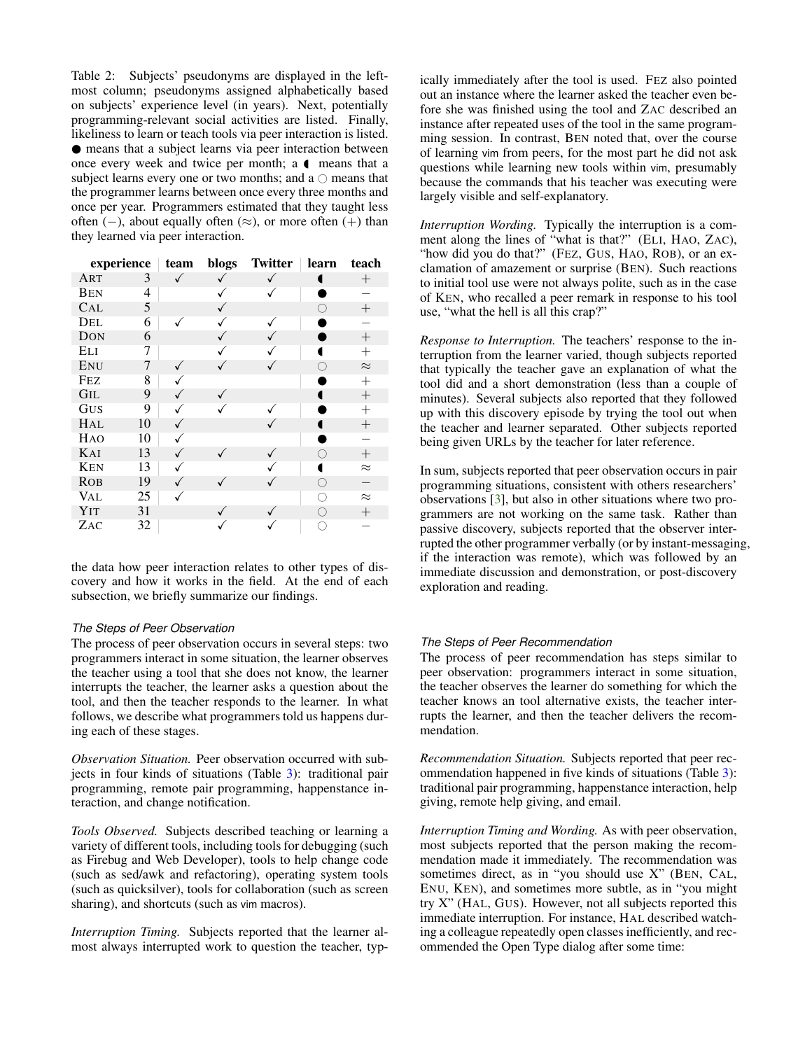Table 2: Subjects' pseudonyms are displayed in the leftmost column; pseudonyms assigned alphabetically based on subjects' experience level (in years). Next, potentially programming-relevant social activities are listed. Finally, likeliness to learn or teach tools via peer interaction is listed. ● means that a subject learns via peer interaction between once every week and twice per month; a ◖ means that a subject learns every one or two months; and a ○ means that the programmer learns between once every three months and once per year. Programmers estimated that they taught less often (−), about equally often (≈), or more often (+) than they learned via peer interaction.

| | experience | team | blogs | Twitter | learn | teach |
|---|---|---|---|---|---|---|
| ART | 3 | ✓ | ✓ | ✓ | ◖ | + |
| BEN | 4 | | ✓ | ✓ | ● | − |
| CAL | 5 | | ✓ | | ○ | + |
| DEL | 6 | ✓ | ✓ | ✓ | ● | − |
| DON | 6 | | ✓ | ✓ | ● | + |
| ELI | 7 | | ✓ | ✓ | ◖ | + |
| ENU | 7 | ✓ | ✓ | ✓ | ○ | ≈ |
| FEZ | 8 | ✓ | | | ● | + |
| GIL | 9 | ✓ | ✓ | | ◖ | + |
| GUS | 9 | ✓ | ✓ | ✓ | ● | + |
| HAL | 10 | ✓ | | ✓ | ◖ | + |
| HAO | 10 | ✓ | | | ● | − |
| KAI | 13 | ✓ | ✓ | ✓ | ○ | + |
| KEN | 13 | ✓ | | ✓ | ◖ | ≈ |
| ROB | 19 | ✓ | ✓ | ✓ | ○ | − |
| VAL | 25 | ✓ | | | ○ | ≈ |
| YIT | 31 | | ✓ | ✓ | ○ | + |
| ZAC | 32 | | ✓ | ✓ | ○ | − |

the data how peer interaction relates to other types of discovery and how it works in the field. At the end of each subsection, we briefly summarize our findings.

### The Steps of Peer Observation

The process of peer observation occurs in several steps: two programmers interact in some situation, the learner observes the teacher using a tool that she does not know, the learner interrupts the teacher, the learner asks a question about the tool, and then the teacher responds to the learner. In what follows, we describe what programmers told us happens during each of these stages.

*Observation Situation.* Peer observation occurred with subjects in four kinds of situations (Table 3): traditional pair programming, remote pair programming, happenstance interaction, and change notification.

*Tools Observed.* Subjects described teaching or learning a variety of different tools, including tools for debugging (such as Firebug and Web Developer), tools to help change code (such as sed/awk and refactoring), operating system tools (such as quicksilver), tools for collaboration (such as screen sharing), and shortcuts (such as vim macros).

*Interruption Timing.* Subjects reported that the learner almost always interrupted work to question the teacher, typically immediately after the tool is used. FEZ also pointed out an instance where the learner asked the teacher even before she was finished using the tool and ZAC described an instance after repeated uses of the tool in the same programming session. In contrast, BEN noted that, over the course of learning vim from peers, for the most part he did not ask questions while learning new tools within vim, presumably because the commands that his teacher was executing were largely visible and self-explanatory.

*Interruption Wording.* Typically the interruption is a comment along the lines of "what is that?" (ELI, HAO, ZAC), "how did you do that?" (FEZ, GUS, HAO, ROB), or an exclamation of amazement or surprise (BEN). Such reactions to initial tool use were not always polite, such as in the case of KEN, who recalled a peer remark in response to his tool use, "what the hell is all this crap?"

*Response to Interruption.* The teachers' response to the interruption from the learner varied, though subjects reported that typically the teacher gave an explanation of what the tool did and a short demonstration (less than a couple of minutes). Several subjects also reported that they followed up with this discovery episode by trying the tool out when the teacher and learner separated. Other subjects reported being given URLs by the teacher for later reference.

In sum, subjects reported that peer observation occurs in pair programming situations, consistent with others researchers' observations [3], but also in other situations where two programmers are not working on the same task. Rather than passive discovery, subjects reported that the observer interrupted the other programmer verbally (or by instant-messaging, if the interaction was remote), which was followed by an immediate discussion and demonstration, or post-discovery exploration and reading.

### The Steps of Peer Recommendation

The process of peer recommendation has steps similar to peer observation: programmers interact in some situation, the teacher observes the learner do something for which the teacher knows an tool alternative exists, the teacher interrupts the learner, and then the teacher delivers the recommendation.

*Recommendation Situation.* Subjects reported that peer recommendation happened in five kinds of situations (Table 3): traditional pair programming, happenstance interaction, help giving, remote help giving, and email.

*Interruption Timing and Wording.* As with peer observation, most subjects reported that the person making the recommendation made it immediately. The recommendation was sometimes direct, as in "you should use X" (BEN, CAL, ENU, KEN), and sometimes more subtle, as in "you might try X" (HAL, GUS). However, not all subjects reported this immediate interruption. For instance, HAL described watching a colleague repeatedly open classes inefficiently, and recommended the Open Type dialog after some time: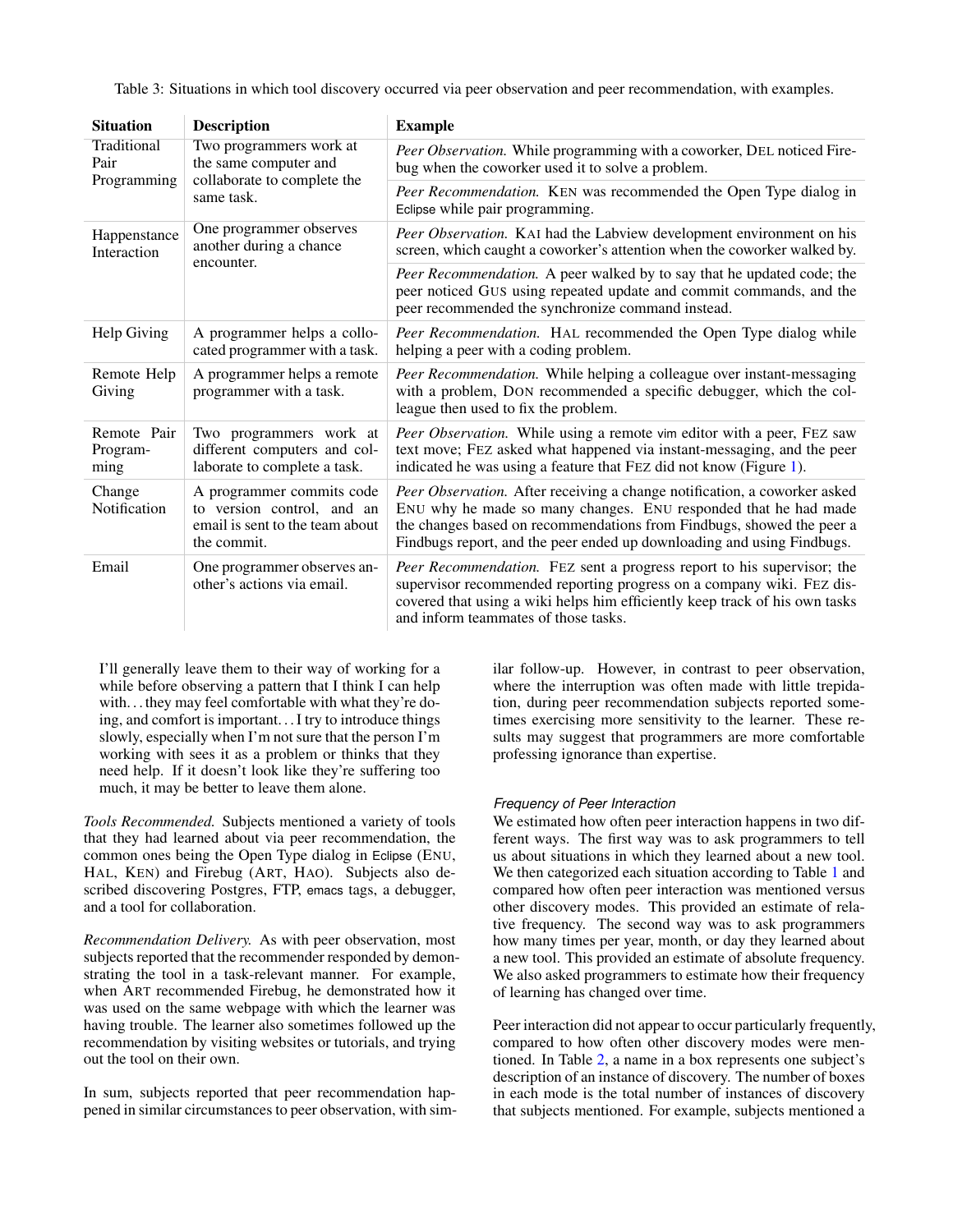Table 3: Situations in which tool discovery occurred via peer observation and peer recommendation, with examples.

| Situation | Description | Example |
|---|---|---|
| Traditional Pair Programming | Two programmers work at the same computer and collaborate to complete the same task. | *Peer Observation.* While programming with a coworker, DEL noticed Firebug when the coworker used it to solve a problem. |
| | | *Peer Recommendation.* KEN was recommended the Open Type dialog in Eclipse while pair programming. |
| Happenstance Interaction | One programmer observes another during a chance encounter. | *Peer Observation.* KAI had the Labview development environment on his screen, which caught a coworker's attention when the coworker walked by. |
| | | *Peer Recommendation.* A peer walked by to say that he updated code; the peer noticed GUS using repeated update and commit commands, and the peer recommended the synchronize command instead. |
| Help Giving | A programmer helps a collocated programmer with a task. | *Peer Recommendation.* HAL recommended the Open Type dialog while helping a peer with a coding problem. |
| Remote Help Giving | A programmer helps a remote programmer with a task. | *Peer Recommendation.* While helping a colleague over instant-messaging with a problem, DON recommended a specific debugger, which the colleague then used to fix the problem. |
| Remote Pair Programming | Two programmers work at different computers and collaborate to complete a task. | *Peer Observation.* While using a remote vim editor with a peer, FEZ saw text move; FEZ asked what happened via instant-messaging, and the peer indicated he was using a feature that FEZ did not know (Figure 1). |
| Change Notification | A programmer commits code to version control, and an email is sent to the team about the commit. | *Peer Observation.* After receiving a change notification, a coworker asked ENU why he made so many changes. ENU responded that he had made the changes based on recommendations from Findbugs, showed the peer a Findbugs report, and the peer ended up downloading and using Findbugs. |
| Email | One programmer observes another's actions via email. | *Peer Recommendation.* FEZ sent a progress report to his supervisor; the supervisor recommended reporting progress on a company wiki. FEZ discovered that using a wiki helps him efficiently keep track of his own tasks and inform teammates of those tasks. |

> I'll generally leave them to their way of working for a while before observing a pattern that I think I can help with... they may feel comfortable with what they're doing, and comfort is important... I try to introduce things slowly, especially when I'm not sure that the person I'm working with sees it as a problem or thinks that they need help. If it doesn't look like they're suffering too much, it may be better to leave them alone.

*Tools Recommended.* Subjects mentioned a variety of tools that they had learned about via peer recommendation, the common ones being the Open Type dialog in Eclipse (ENU, HAL, KEN) and Firebug (ART, HAO). Subjects also described discovering Postgres, FTP, emacs tags, a debugger, and a tool for collaboration.

*Recommendation Delivery.* As with peer observation, most subjects reported that the recommender responded by demonstrating the tool in a task-relevant manner. For example, when ART recommended Firebug, he demonstrated how it was used on the same webpage with which the learner was having trouble. The learner also sometimes followed up the recommendation by visiting websites or tutorials, and trying out the tool on their own.

In sum, subjects reported that peer recommendation happened in similar circumstances to peer observation, with similar follow-up. However, in contrast to peer observation, where the interruption was often made with little trepidation, during peer recommendation subjects reported sometimes exercising more sensitivity to the learner. These results may suggest that programmers are more comfortable professing ignorance than expertise.

### Frequency of Peer Interaction

We estimated how often peer interaction happens in two different ways. The first way was to ask programmers to tell us about situations in which they learned about a new tool. We then categorized each situation according to Table 1 and compared how often peer interaction was mentioned versus other discovery modes. This provided an estimate of relative frequency. The second way was to ask programmers how many times per year, month, or day they learned about a new tool. This provided an estimate of absolute frequency. We also asked programmers to estimate how their frequency of learning has changed over time.

Peer interaction did not appear to occur particularly frequently, compared to how often other discovery modes were mentioned. In Table 2, a name in a box represents one subject's description of an instance of discovery. The number of boxes in each mode is the total number of instances of discovery that subjects mentioned. For example, subjects mentioned a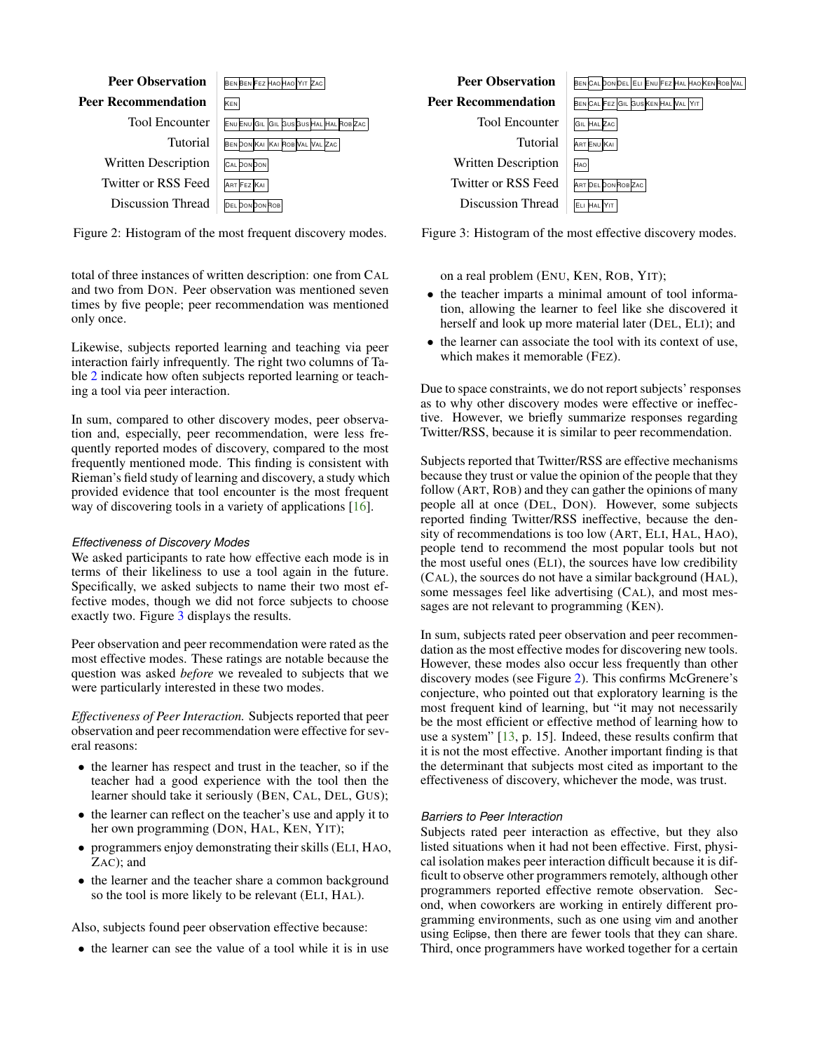Peer Observation BEN BEN FEZ HAO HAO YIT ZAC

Peer Recommendation KEN

Tool Encounter ENU ENU GIL GIL GUS GUS HAL HAL ROB ZAC

Tutorial BEN DON KAI KAI ROB VAL VAL ZAC

Written Description CAL DON DON

Twitter or RSS Feed ART FEZ KAI

Discussion Thread DEL DON DON ROB

Figure 2: Histogram of the most frequent discovery modes.

total of three instances of written description: one from CAL and two from DON. Peer observation was mentioned seven times by five people; peer recommendation was mentioned only once.

Likewise, subjects reported learning and teaching via peer interaction fairly infrequently. The right two columns of Table 2 indicate how often subjects reported learning or teaching a tool via peer interaction.

In sum, compared to other discovery modes, peer observation and, especially, peer recommendation, were less frequently reported modes of discovery, compared to the most frequently mentioned mode. This finding is consistent with Rieman's field study of learning and discovery, a study which provided evidence that tool encounter is the most frequent way of discovering tools in a variety of applications [16].

### *Effectiveness of Discovery Modes*

We asked participants to rate how effective each mode is in terms of their likeliness to use a tool again in the future. Specifically, we asked subjects to name their two most effective modes, though we did not force subjects to choose exactly two. Figure 3 displays the results.

Peer Observation BEN CAL DON DEL ELI ENU FEZ HAL HAO KEN ROB VAL

Peer Recommendation BEN CAL FEZ GIL GUS KEN HAL VAL YIT

Tool Encounter GIL HAL ZAC

Tutorial ART ENU KAI

Written Description HAO

Twitter or RSS Feed ART DEL DON ROB ZAC

Discussion Thread ELI HAL YIT

Figure 3: Histogram of the most effective discovery modes.

Peer observation and peer recommendation were rated as the most effective modes. These ratings are notable because the question was asked *before* we revealed to subjects that we were particularly interested in these two modes.

*Effectiveness of Peer Interaction.* Subjects reported that peer observation and peer recommendation were effective for several reasons:

- the learner has respect and trust in the teacher, so if the teacher had a good experience with the tool then the learner should take it seriously (BEN, CAL, DEL, GUS);
- the learner can reflect on the teacher's use and apply it to her own programming (DON, HAL, KEN, YIT);
- programmers enjoy demonstrating their skills (ELI, HAO, ZAC); and
- the learner and the teacher share a common background so the tool is more likely to be relevant (ELI, HAL).

Also, subjects found peer observation effective because:

- the learner can see the value of a tool while it is in use on a real problem (ENU, KEN, ROB, YIT);
- the teacher imparts a minimal amount of tool information, allowing the learner to feel like she discovered it herself and look up more material later (DEL, ELI); and
- the learner can associate the tool with its context of use, which makes it memorable (FEZ).

Due to space constraints, we do not report subjects' responses as to why other discovery modes were effective or ineffective. However, we briefly summarize responses regarding Twitter/RSS, because it is similar to peer recommendation.

Subjects reported that Twitter/RSS are effective mechanisms because they trust or value the opinion of the people that they follow (ART, ROB) and they can gather the opinions of many people all at once (DEL, DON). However, some subjects reported finding Twitter/RSS ineffective, because the density of recommendations is too low (ART, ELI, HAL, HAO), people tend to recommend the most popular tools but not the most useful ones (ELI), the sources have low credibility (CAL), the sources do not have a similar background (HAL), some messages feel like advertising (CAL), and most messages are not relevant to programming (KEN).

In sum, subjects rated peer observation and peer recommendation as the most effective modes for discovering new tools. However, these modes also occur less frequently than other discovery modes (see Figure 2). This confirms McGrenere's conjecture, who pointed out that exploratory learning is the most frequent kind of learning, but "it may not necessarily be the most efficient or effective method of learning how to use a system" [13, p. 15]. Indeed, these results confirm that it is not the most effective. Another important finding is that the determinant that subjects most cited as important to the effectiveness of discovery, whichever the mode, was trust.

### *Barriers to Peer Interaction*

Subjects rated peer interaction as effective, but they also listed situations when it had not been effective. First, physical isolation makes peer interaction difficult because it is difficult to observe other programmers remotely, although other programmers reported effective remote observation. Second, when coworkers are working in entirely different programming environments, such as one using vim and another using Eclipse, then there are fewer tools that they can share. Third, once programmers have worked together for a certain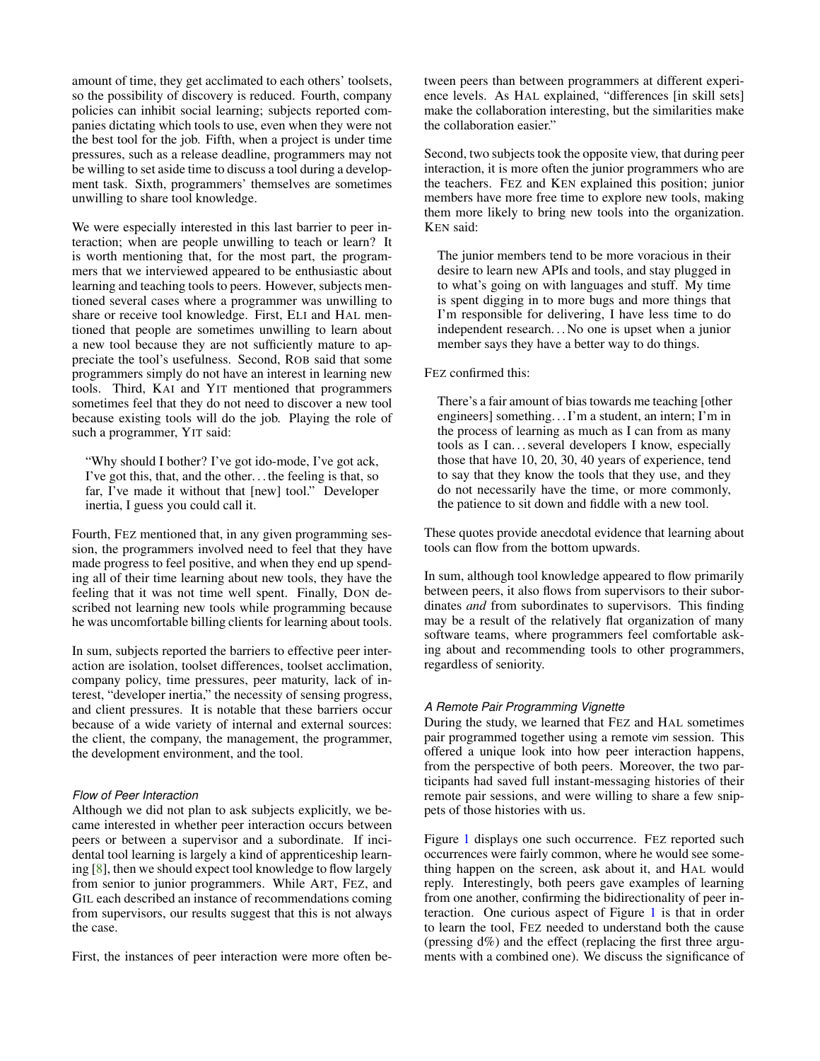amount of time, they get acclimated to each others' toolsets, so the possibility of discovery is reduced. Fourth, company policies can inhibit social learning; subjects reported companies dictating which tools to use, even when they were not the best tool for the job. Fifth, when a project is under time pressures, such as a release deadline, programmers may not be willing to set aside time to discuss a tool during a development task. Sixth, programmers' themselves are sometimes unwilling to share tool knowledge.

We were especially interested in this last barrier to peer interaction; when are people unwilling to teach or learn? It is worth mentioning that, for the most part, the programmers that we interviewed appeared to be enthusiastic about learning and teaching tools to peers. However, subjects mentioned several cases where a programmer was unwilling to share or receive tool knowledge. First, ELI and HAL mentioned that people are sometimes unwilling to learn about a new tool because they are not sufficiently mature to appreciate the tool's usefulness. Second, ROB said that some programmers simply do not have an interest in learning new tools. Third, KAI and YIT mentioned that programmers sometimes feel that they do not need to discover a new tool because existing tools will do the job. Playing the role of such a programmer, YIT said:

> "Why should I bother? I've got ido-mode, I've got ack, I've got this, that, and the other. . . the feeling is that, so far, I've made it without that [new] tool." Developer inertia, I guess you could call it.

Fourth, FEZ mentioned that, in any given programming session, the programmers involved need to feel that they have made progress to feel positive, and when they end up spending all of their time learning about new tools, they have the feeling that it was not time well spent. Finally, DON described not learning new tools while programming because he was uncomfortable billing clients for learning about tools.

In sum, subjects reported the barriers to effective peer interaction are isolation, toolset differences, toolset acclimation, company policy, time pressures, peer maturity, lack of interest, "developer inertia," the necessity of sensing progress, and client pressures. It is notable that these barriers occur because of a wide variety of internal and external sources: the client, the company, the management, the programmer, the development environment, and the tool.

#### *Flow of Peer Interaction*

Although we did not plan to ask subjects explicitly, we became interested in whether peer interaction occurs between peers or between a supervisor and a subordinate. If incidental tool learning is largely a kind of apprenticeship learning [8], then we should expect tool knowledge to flow largely from senior to junior programmers. While ART, FEZ, and GIL each described an instance of recommendations coming from supervisors, our results suggest that this is not always the case.

First, the instances of peer interaction were more often between peers than between programmers at different experience levels. As HAL explained, "differences [in skill sets] make the collaboration interesting, but the similarities make the collaboration easier."

Second, two subjects took the opposite view, that during peer interaction, it is more often the junior programmers who are the teachers. FEZ and KEN explained this position; junior members have more free time to explore new tools, making them more likely to bring new tools into the organization. KEN said:

> The junior members tend to be more voracious in their desire to learn new APIs and tools, and stay plugged in to what's going on with languages and stuff. My time is spent digging in to more bugs and more things that I'm responsible for delivering, I have less time to do independent research. . . No one is upset when a junior member says they have a better way to do things.

FEZ confirmed this:

> There's a fair amount of bias towards me teaching [other engineers] something. . . I'm a student, an intern; I'm in the process of learning as much as I can from as many tools as I can. . . several developers I know, especially those that have 10, 20, 30, 40 years of experience, tend to say that they know the tools that they use, and they do not necessarily have the time, or more commonly, the patience to sit down and fiddle with a new tool.

These quotes provide anecdotal evidence that learning about tools can flow from the bottom upwards.

In sum, although tool knowledge appeared to flow primarily between peers, it also flows from supervisors to their subordinates *and* from subordinates to supervisors. This finding may be a result of the relatively flat organization of many software teams, where programmers feel comfortable asking about and recommending tools to other programmers, regardless of seniority.

#### *A Remote Pair Programming Vignette*

During the study, we learned that FEZ and HAL sometimes pair programmed together using a remote vim session. This offered a unique look into how peer interaction happens, from the perspective of both peers. Moreover, the two participants had saved full instant-messaging histories of their remote pair sessions, and were willing to share a few snippets of those histories with us.

Figure 1 displays one such occurrence. FEZ reported such occurrences were fairly common, where he would see something happen on the screen, ask about it, and HAL would reply. Interestingly, both peers gave examples of learning from one another, confirming the bidirectionality of peer interaction. One curious aspect of Figure 1 is that in order to learn the tool, FEZ needed to understand both the cause (pressing d%) and the effect (replacing the first three arguments with a combined one). We discuss the significance of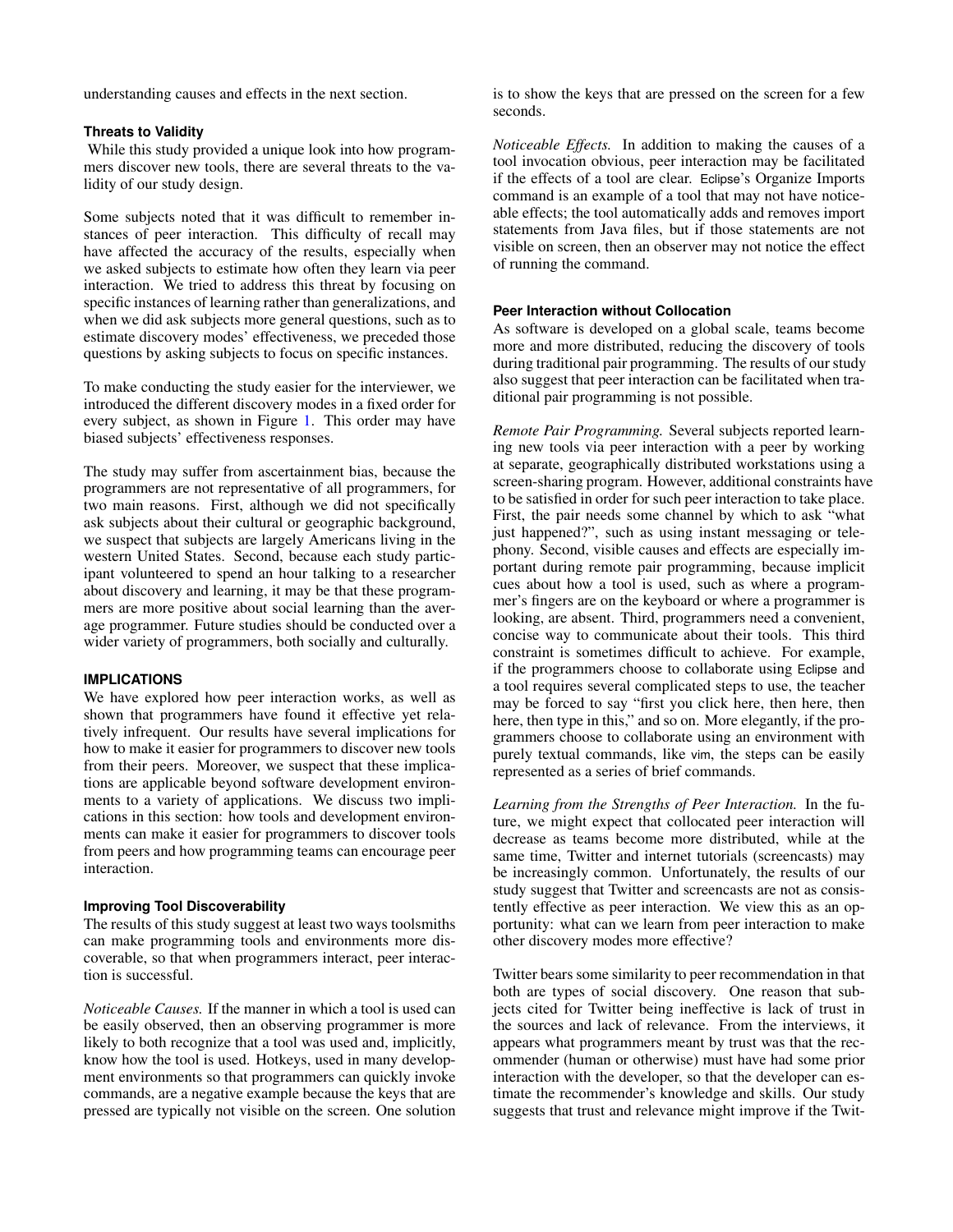understanding causes and effects in the next section.

### Threats to Validity

While this study provided a unique look into how programmers discover new tools, there are several threats to the validity of our study design.

Some subjects noted that it was difficult to remember instances of peer interaction. This difficulty of recall may have affected the accuracy of the results, especially when we asked subjects to estimate how often they learn via peer interaction. We tried to address this threat by focusing on specific instances of learning rather than generalizations, and when we did ask subjects more general questions, such as to estimate discovery modes' effectiveness, we preceded those questions by asking subjects to focus on specific instances.

To make conducting the study easier for the interviewer, we introduced the different discovery modes in a fixed order for every subject, as shown in Figure 1. This order may have biased subjects' effectiveness responses.

The study may suffer from ascertainment bias, because the programmers are not representative of all programmers, for two main reasons. First, although we did not specifically ask subjects about their cultural or geographic background, we suspect that subjects are largely Americans living in the western United States. Second, because each study participant volunteered to spend an hour talking to a researcher about discovery and learning, it may be that these programmers are more positive about social learning than the average programmer. Future studies should be conducted over a wider variety of programmers, both socially and culturally.

## IMPLICATIONS

We have explored how peer interaction works, as well as shown that programmers have found it effective yet relatively infrequent. Our results have several implications for how to make it easier for programmers to discover new tools from their peers. Moreover, we suspect that these implications are applicable beyond software development environments to a variety of applications. We discuss two implications in this section: how tools and development environments can make it easier for programmers to discover tools from peers and how programming teams can encourage peer interaction.

### Improving Tool Discoverability

The results of this study suggest at least two ways toolsmiths can make programming tools and environments more discoverable, so that when programmers interact, peer interaction is successful.

*Noticeable Causes.* If the manner in which a tool is used can be easily observed, then an observing programmer is more likely to both recognize that a tool was used and, implicitly, know how the tool is used. Hotkeys, used in many development environments so that programmers can quickly invoke commands, are a negative example because the keys that are pressed are typically not visible on the screen. One solution is to show the keys that are pressed on the screen for a few seconds.

*Noticeable Effects.* In addition to making the causes of a tool invocation obvious, peer interaction may be facilitated if the effects of a tool are clear. Eclipse's Organize Imports command is an example of a tool that may not have noticeable effects; the tool automatically adds and removes import statements from Java files, but if those statements are not visible on screen, then an observer may not notice the effect of running the command.

### Peer Interaction without Collocation

As software is developed on a global scale, teams become more and more distributed, reducing the discovery of tools during traditional pair programming. The results of our study also suggest that peer interaction can be facilitated when traditional pair programming is not possible.

*Remote Pair Programming.* Several subjects reported learning new tools via peer interaction with a peer by working at separate, geographically distributed workstations using a screen-sharing program. However, additional constraints have to be satisfied in order for such peer interaction to take place. First, the pair needs some channel by which to ask "what just happened?", such as using instant messaging or telephony. Second, visible causes and effects are especially important during remote pair programming, because implicit cues about how a tool is used, such as where a programmer's fingers are on the keyboard or where a programmer is looking, are absent. Third, programmers need a convenient, concise way to communicate about their tools. This third constraint is sometimes difficult to achieve. For example, if the programmers choose to collaborate using Eclipse and a tool requires several complicated steps to use, the teacher may be forced to say "first you click here, then here, then here, then type in this," and so on. More elegantly, if the programmers choose to collaborate using an environment with purely textual commands, like vim, the steps can be easily represented as a series of brief commands.

*Learning from the Strengths of Peer Interaction.* In the future, we might expect that collocated peer interaction will decrease as teams become more distributed, while at the same time, Twitter and internet tutorials (screencasts) may be increasingly common. Unfortunately, the results of our study suggest that Twitter and screencasts are not as consistently effective as peer interaction. We view this as an opportunity: what can we learn from peer interaction to make other discovery modes more effective?

Twitter bears some similarity to peer recommendation in that both are types of social discovery. One reason that subjects cited for Twitter being ineffective is lack of trust in the sources and lack of relevance. From the interviews, it appears what programmers meant by trust was that the recommender (human or otherwise) must have had some prior interaction with the developer, so that the developer can estimate the recommender's knowledge and skills. Our study suggests that trust and relevance might improve if the Twit-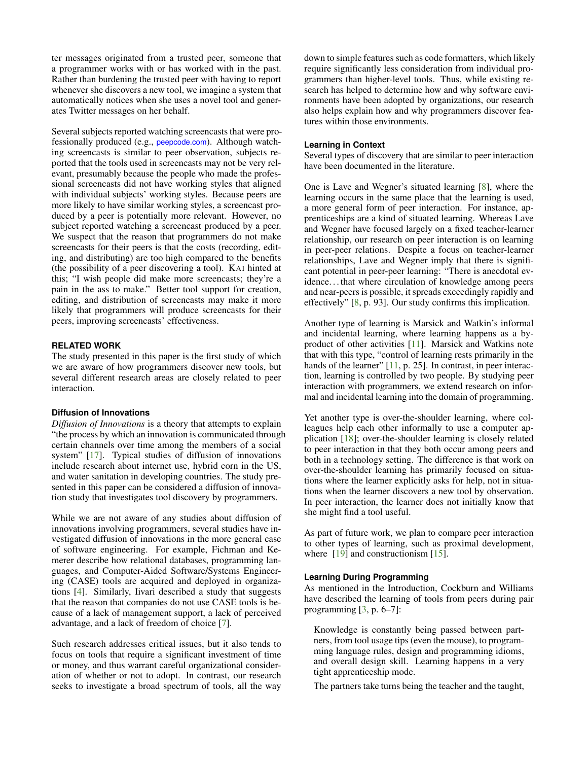ter messages originated from a trusted peer, someone that a programmer works with or has worked with in the past. Rather than burdening the trusted peer with having to report whenever she discovers a new tool, we imagine a system that automatically notices when she uses a novel tool and generates Twitter messages on her behalf.

Several subjects reported watching screencasts that were professionally produced (e.g., peepcode.com). Although watching screencasts is similar to peer observation, subjects reported that the tools used in screencasts may not be very relevant, presumably because the people who made the professional screencasts did not have working styles that aligned with individual subjects' working styles. Because peers are more likely to have similar working styles, a screencast produced by a peer is potentially more relevant. However, no subject reported watching a screencast produced by a peer. We suspect that the reason that programmers do not make screencasts for their peers is that the costs (recording, editing, and distributing) are too high compared to the benefits (the possibility of a peer discovering a tool). KAI hinted at this; "I wish people did make more screencasts; they're a pain in the ass to make." Better tool support for creation, editing, and distribution of screencasts may make it more likely that programmers will produce screencasts for their peers, improving screencasts' effectiveness.

## RELATED WORK

The study presented in this paper is the first study of which we are aware of how programmers discover new tools, but several different research areas are closely related to peer interaction.

### Diffusion of Innovations

*Diffusion of Innovations* is a theory that attempts to explain "the process by which an innovation is communicated through certain channels over time among the members of a social system" [17]. Typical studies of diffusion of innovations include research about internet use, hybrid corn in the US, and water sanitation in developing countries. The study presented in this paper can be considered a diffusion of innovation study that investigates tool discovery by programmers.

While we are not aware of any studies about diffusion of innovations involving programmers, several studies have investigated diffusion of innovations in the more general case of software engineering. For example, Fichman and Kemerer describe how relational databases, programming languages, and Computer-Aided Software/Systems Engineering (CASE) tools are acquired and deployed in organizations [4]. Similarly, Iivari described a study that suggests that the reason that companies do not use CASE tools is because of a lack of management support, a lack of perceived advantage, and a lack of freedom of choice [7].

Such research addresses critical issues, but it also tends to focus on tools that require a significant investment of time or money, and thus warrant careful organizational consideration of whether or not to adopt. In contrast, our research seeks to investigate a broad spectrum of tools, all the way down to simple features such as code formatters, which likely require significantly less consideration from individual programmers than higher-level tools. Thus, while existing research has helped to determine how and why software environments have been adopted by organizations, our research also helps explain how and why programmers discover features within those environments.

### Learning in Context

Several types of discovery that are similar to peer interaction have been documented in the literature.

One is Lave and Wegner's situated learning [8], where the learning occurs in the same place that the learning is used, a more general form of peer interaction. For instance, apprenticeships are a kind of situated learning. Whereas Lave and Wegner have focused largely on a fixed teacher-learner relationship, our research on peer interaction is on learning in peer-peer relations. Despite a focus on teacher-learner relationships, Lave and Wegner imply that there is significant potential in peer-peer learning: "There is anecdotal evidence…that where circulation of knowledge among peers and near-peers is possible, it spreads exceedingly rapidly and effectively" [8, p. 93]. Our study confirms this implication.

Another type of learning is Marsick and Watkin's informal and incidental learning, where learning happens as a byproduct of other activities [11]. Marsick and Watkins note that with this type, "control of learning rests primarily in the hands of the learner" [11, p. 25]. In contrast, in peer interaction, learning is controlled by two people. By studying peer interaction with programmers, we extend research on informal and incidental learning into the domain of programming.

Yet another type is over-the-shoulder learning, where colleagues help each other informally to use a computer application [18]; over-the-shoulder learning is closely related to peer interaction in that they both occur among peers and both in a technology setting. The difference is that work on over-the-shoulder learning has primarily focused on situations where the learner explicitly asks for help, not in situations when the learner discovers a new tool by observation. In peer interaction, the learner does not initially know that she might find a tool useful.

As part of future work, we plan to compare peer interaction to other types of learning, such as proximal development, where [19] and constructionism [15].

### Learning During Programming

As mentioned in the Introduction, Cockburn and Williams have described the learning of tools from peers during pair programming [3, p. 6–7]:

> Knowledge is constantly being passed between partners, from tool usage tips (even the mouse), to programming language rules, design and programming idioms, and overall design skill. Learning happens in a very tight apprenticeship mode.
>
> The partners take turns being the teacher and the taught,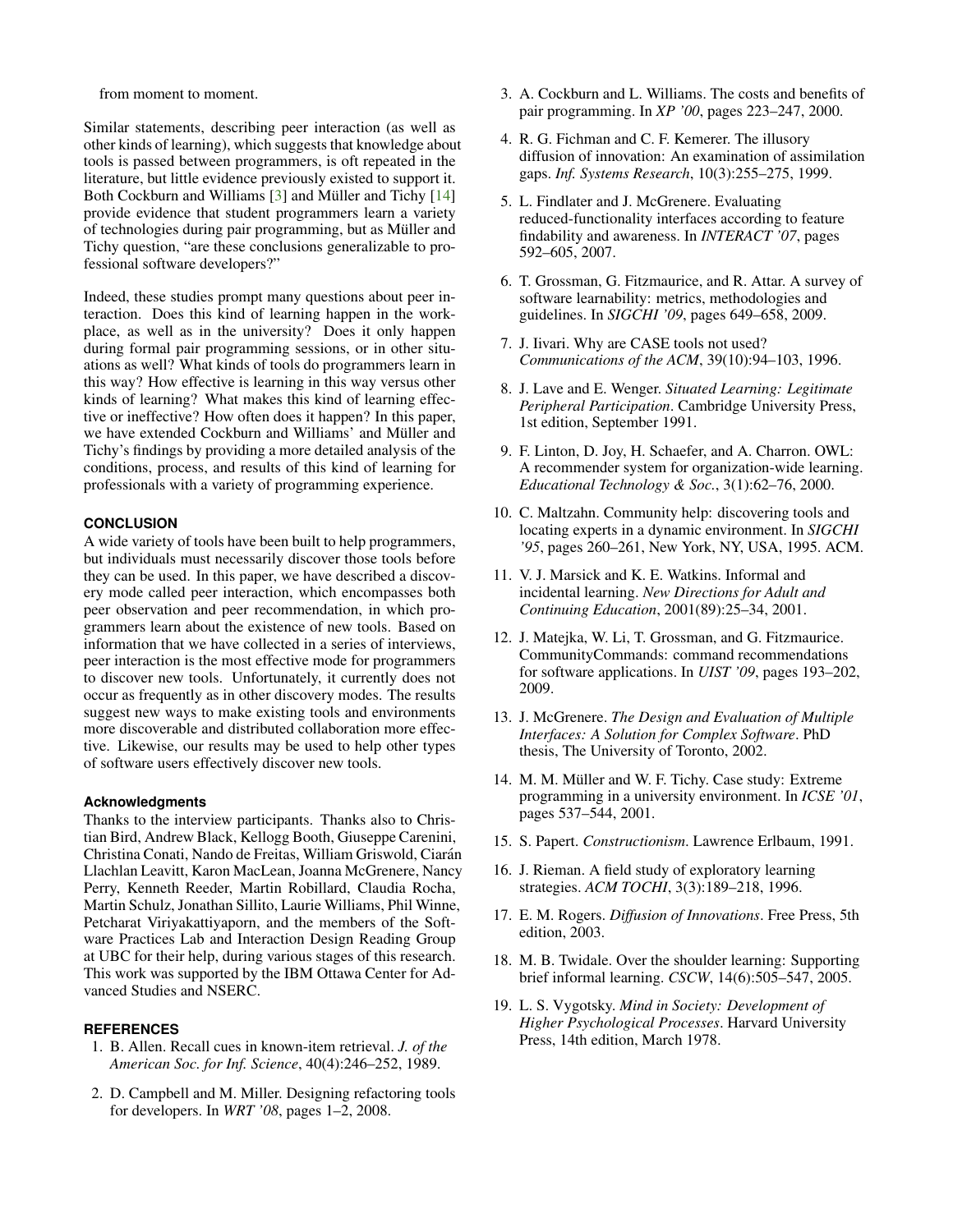from moment to moment.

Similar statements, describing peer interaction (as well as other kinds of learning), which suggests that knowledge about tools is passed between programmers, is oft repeated in the literature, but little evidence previously existed to support it. Both Cockburn and Williams [3] and Müller and Tichy [14] provide evidence that student programmers learn a variety of technologies during pair programming, but as Müller and Tichy question, "are these conclusions generalizable to professional software developers?"

Indeed, these studies prompt many questions about peer interaction. Does this kind of learning happen in the workplace, as well as in the university? Does it only happen during formal pair programming sessions, or in other situations as well? What kinds of tools do programmers learn in this way? How effective is learning in this way versus other kinds of learning? What makes this kind of learning effective or ineffective? How often does it happen? In this paper, we have extended Cockburn and Williams' and Müller and Tichy's findings by providing a more detailed analysis of the conditions, process, and results of this kind of learning for professionals with a variety of programming experience.

## CONCLUSION

A wide variety of tools have been built to help programmers, but individuals must necessarily discover those tools before they can be used. In this paper, we have described a discovery mode called peer interaction, which encompasses both peer observation and peer recommendation, in which programmers learn about the existence of new tools. Based on information that we have collected in a series of interviews, peer interaction is the most effective mode for programmers to discover new tools. Unfortunately, it currently does not occur as frequently as in other discovery modes. The results suggest new ways to make existing tools and environments more discoverable and distributed collaboration more effective. Likewise, our results may be used to help other types of software users effectively discover new tools.

### Acknowledgments

Thanks to the interview participants. Thanks also to Christian Bird, Andrew Black, Kellogg Booth, Giuseppe Carenini, Christina Conati, Nando de Freitas, William Griswold, Ciarán Llachlan Leavitt, Karon MacLean, Joanna McGrenere, Nancy Perry, Kenneth Reeder, Martin Robillard, Claudia Rocha, Martin Schulz, Jonathan Sillito, Laurie Williams, Phil Winne, Petcharat Viriyakattiyaporn, and the members of the Software Practices Lab and Interaction Design Reading Group at UBC for their help, during various stages of this research. This work was supported by the IBM Ottawa Center for Advanced Studies and NSERC.

## REFERENCES

1. B. Allen. Recall cues in known-item retrieval. *J. of the American Soc. for Inf. Science*, 40(4):246–252, 1989.
2. D. Campbell and M. Miller. Designing refactoring tools for developers. In *WRT '08*, pages 1–2, 2008.
3. A. Cockburn and L. Williams. The costs and benefits of pair programming. In *XP '00*, pages 223–247, 2000.
4. R. G. Fichman and C. F. Kemerer. The illusory diffusion of innovation: An examination of assimilation gaps. *Inf. Systems Research*, 10(3):255–275, 1999.
5. L. Findlater and J. McGrenere. Evaluating reduced-functionality interfaces according to feature findability and awareness. In *INTERACT '07*, pages 592–605, 2007.
6. T. Grossman, G. Fitzmaurice, and R. Attar. A survey of software learnability: metrics, methodologies and guidelines. In *SIGCHI '09*, pages 649–658, 2009.
7. J. Iivari. Why are CASE tools not used? *Communications of the ACM*, 39(10):94–103, 1996.
8. J. Lave and E. Wenger. *Situated Learning: Legitimate Peripheral Participation*. Cambridge University Press, 1st edition, September 1991.
9. F. Linton, D. Joy, H. Schaefer, and A. Charron. OWL: A recommender system for organization-wide learning. *Educational Technology & Soc.*, 3(1):62–76, 2000.
10. C. Maltzahn. Community help: discovering tools and locating experts in a dynamic environment. In *SIGCHI '95*, pages 260–261, New York, NY, USA, 1995. ACM.
11. V. J. Marsick and K. E. Watkins. Informal and incidental learning. *New Directions for Adult and Continuing Education*, 2001(89):25–34, 2001.
12. J. Matejka, W. Li, T. Grossman, and G. Fitzmaurice. CommunityCommands: command recommendations for software applications. In *UIST '09*, pages 193–202, 2009.
13. J. McGrenere. *The Design and Evaluation of Multiple Interfaces: A Solution for Complex Software*. PhD thesis, The University of Toronto, 2002.
14. M. M. Müller and W. F. Tichy. Case study: Extreme programming in a university environment. In *ICSE '01*, pages 537–544, 2001.
15. S. Papert. *Constructionism*. Lawrence Erlbaum, 1991.
16. J. Rieman. A field study of exploratory learning strategies. *ACM TOCHI*, 3(3):189–218, 1996.
17. E. M. Rogers. *Diffusion of Innovations*. Free Press, 5th edition, 2003.
18. M. B. Twidale. Over the shoulder learning: Supporting brief informal learning. *CSCW*, 14(6):505–547, 2005.
19. L. S. Vygotsky. *Mind in Society: Development of Higher Psychological Processes*. Harvard University Press, 14th edition, March 1978.